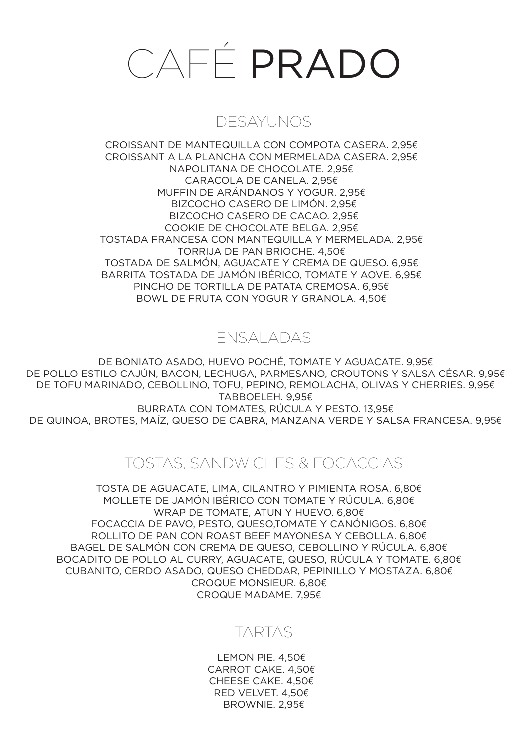# CAFÉ PRADO

## DESAYUNOS

CROISSANT DE MANTEQUILLA CON COMPOTA CASERA. 2,95€
CROISSANT A LA PLANCHA CON MERMELADA CASERA. 2,95€
NAPOLITANA DE CHOCOLATE. 2,95€
CARACOLA DE CANELA. 2,95€
MUFFIN DE ARÁNDANOS Y YOGUR. 2,95€
BIZCOCHO CASERO DE LIMÓN. 2,95€
BIZCOCHO CASERO DE CACAO. 2,95€
COOKIE DE CHOCOLATE BELGA. 2,95€
TOSTADA FRANCESA CON MANTEQUILLA Y MERMELADA. 2,95€
TORRIJA DE PAN BRIOCHE. 4,50€
TOSTADA DE SALMÓN, AGUACATE Y CREMA DE QUESO. 6,95€
BARRITA TOSTADA DE JAMÓN IBÉRICO, TOMATE Y AOVE. 6,95€
PINCHO DE TORTILLA DE PATATA CREMOSA. 6,95€
BOWL DE FRUTA CON YOGUR Y GRANOLA. 4,50€

## ENSALADAS

DE BONIATO ASADO, HUEVO POCHÉ, TOMATE Y AGUACATE. 9,95€
DE POLLO ESTILO CAJÚN, BACON, LECHUGA, PARMESANO, CROUTONS Y SALSA CÉSAR. 9,95€
DE TOFU MARINADO, CEBOLLINO, TOFU, PEPINO, REMOLACHA, OLIVAS Y CHERRIES. 9,95€
TABBOELEH. 9,95€
BURRATA CON TOMATES, RÚCULA Y PESTO. 13,95€
DE QUINOA, BROTES, MAÍZ, QUESO DE CABRA, MANZANA VERDE Y SALSA FRANCESA. 9,95€

## TOSTAS, SANDWICHES & FOCACCIAS

TOSTA DE AGUACATE, LIMA, CILANTRO Y PIMIENTA ROSA. 6,80€
MOLLETE DE JAMÓN IBÉRICO CON TOMATE Y RÚCULA. 6,80€
WRAP DE TOMATE, ATUN Y HUEVO. 6,80€
FOCACCIA DE PAVO, PESTO, QUESO,TOMATE Y CANÓNIGOS. 6,80€
ROLLITO DE PAN CON ROAST BEEF MAYONESA Y CEBOLLA. 6,80€
BAGEL DE SALMÓN CON CREMA DE QUESO, CEBOLLINO Y RÚCULA. 6,80€
BOCADITO DE POLLO AL CURRY, AGUACATE, QUESO, RÚCULA Y TOMATE. 6,80€
CUBANITO, CERDO ASADO, QUESO CHEDDAR, PEPINILLO Y MOSTAZA. 6,80€
CROQUE MONSIEUR. 6,80€
CROQUE MADAME. 7,95€

## TARTAS

LEMON PIE. 4,50€
CARROT CAKE. 4,50€
CHEESE CAKE. 4,50€
RED VELVET. 4,50€
BROWNIE. 2,95€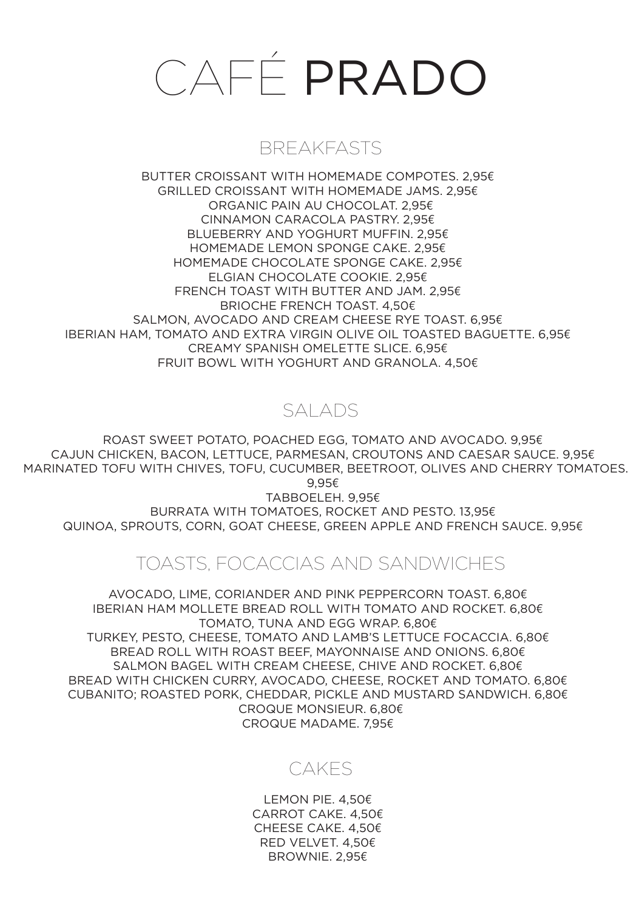# CAFÉ PRADO

## BREAKFASTS

BUTTER CROISSANT WITH HOMEMADE COMPOTES. 2,95€
GRILLED CROISSANT WITH HOMEMADE JAMS. 2,95€
ORGANIC PAIN AU CHOCOLAT. 2,95€
CINNAMON CARACOLA PASTRY. 2,95€
BLUEBERRY AND YOGHURT MUFFIN. 2,95€
HOMEMADE LEMON SPONGE CAKE. 2,95€
HOMEMADE CHOCOLATE SPONGE CAKE. 2,95€
ELGIAN CHOCOLATE COOKIE. 2,95€
FRENCH TOAST WITH BUTTER AND JAM. 2,95€
BRIOCHE FRENCH TOAST. 4,50€
SALMON, AVOCADO AND CREAM CHEESE RYE TOAST. 6,95€
IBERIAN HAM, TOMATO AND EXTRA VIRGIN OLIVE OIL TOASTED BAGUETTE. 6,95€
CREAMY SPANISH OMELETTE SLICE. 6,95€
FRUIT BOWL WITH YOGHURT AND GRANOLA. 4,50€

## SALADS

ROAST SWEET POTATO, POACHED EGG, TOMATO AND AVOCADO. 9,95€
CAJUN CHICKEN, BACON, LETTUCE, PARMESAN, CROUTONS AND CAESAR SAUCE. 9,95€
MARINATED TOFU WITH CHIVES, TOFU, CUCUMBER, BEETROOT, OLIVES AND CHERRY TOMATOES. 9,95€
TABBOELEH. 9,95€
BURRATA WITH TOMATOES, ROCKET AND PESTO. 13,95€
QUINOA, SPROUTS, CORN, GOAT CHEESE, GREEN APPLE AND FRENCH SAUCE. 9,95€

## TOASTS, FOCACCIAS AND SANDWICHES

AVOCADO, LIME, CORIANDER AND PINK PEPPERCORN TOAST. 6,80€
IBERIAN HAM MOLLETE BREAD ROLL WITH TOMATO AND ROCKET. 6,80€
TOMATO, TUNA AND EGG WRAP. 6,80€
TURKEY, PESTO, CHEESE, TOMATO AND LAMB'S LETTUCE FOCACCIA. 6,80€
BREAD ROLL WITH ROAST BEEF, MAYONNAISE AND ONIONS. 6,80€
SALMON BAGEL WITH CREAM CHEESE, CHIVE AND ROCKET. 6,80€
BREAD WITH CHICKEN CURRY, AVOCADO, CHEESE, ROCKET AND TOMATO. 6,80€
CUBANITO; ROASTED PORK, CHEDDAR, PICKLE AND MUSTARD SANDWICH. 6,80€
CROQUE MONSIEUR. 6,80€
CROQUE MADAME. 7,95€

## CAKES

LEMON PIE. 4,50€
CARROT CAKE. 4,50€
CHEESE CAKE. 4,50€
RED VELVET. 4,50€
BROWNIE. 2,95€